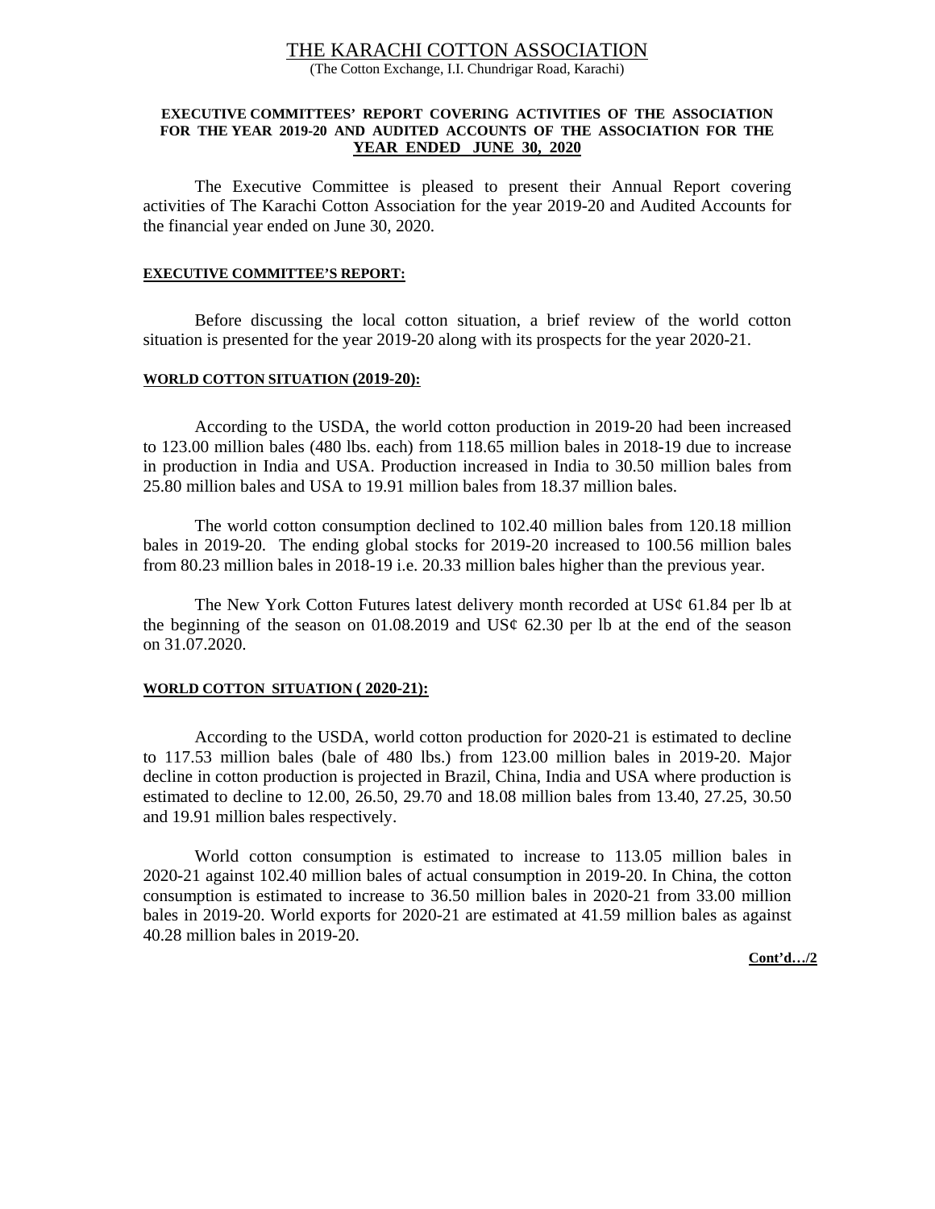# THE KARACHI COTTON ASSOCIATION

(The Cotton Exchange, I.I. Chundrigar Road, Karachi)

**EXECUTIVE COMMITTEES' REPORT COVERING ACTIVITIES OF THE ASSOCIATION FOR THE YEAR 2019-20 AND AUDITED ACCOUNTS OF THE ASSOCIATION FOR THE YEAR ENDED JUNE 30, 2020**

The Executive Committee is pleased to present their Annual Report covering activities of The Karachi Cotton Association for the year 2019-20 and Audited Accounts for the financial year ended on June 30, 2020.

## EXECUTIVE COMMITTEE'S REPORT:

Before discussing the local cotton situation, a brief review of the world cotton situation is presented for the year 2019-20 along with its prospects for the year 2020-21.

### WORLD COTTON SITUATION (2019-20):

According to the USDA, the world cotton production in 2019-20 had been increased to 123.00 million bales (480 lbs. each) from 118.65 million bales in 2018-19 due to increase in production in India and USA. Production increased in India to 30.50 million bales from 25.80 million bales and USA to 19.91 million bales from 18.37 million bales.

The world cotton consumption declined to 102.40 million bales from 120.18 million bales in 2019-20. The ending global stocks for 2019-20 increased to 100.56 million bales from 80.23 million bales in 2018-19 i.e. 20.33 million bales higher than the previous year.

The New York Cotton Futures latest delivery month recorded at US¢ 61.84 per lb at the beginning of the season on 01.08.2019 and US¢ 62.30 per lb at the end of the season on 31.07.2020.

### WORLD COTTON SITUATION ( 2020-21):

According to the USDA, world cotton production for 2020-21 is estimated to decline to 117.53 million bales (bale of 480 lbs.) from 123.00 million bales in 2019-20. Major decline in cotton production is projected in Brazil, China, India and USA where production is estimated to decline to 12.00, 26.50, 29.70 and 18.08 million bales from 13.40, 27.25, 30.50 and 19.91 million bales respectively.

World cotton consumption is estimated to increase to 113.05 million bales in 2020-21 against 102.40 million bales of actual consumption in 2019-20. In China, the cotton consumption is estimated to increase to 36.50 million bales in 2020-21 from 33.00 million bales in 2019-20. World exports for 2020-21 are estimated at 41.59 million bales as against 40.28 million bales in 2019-20.

**Cont'd…/2**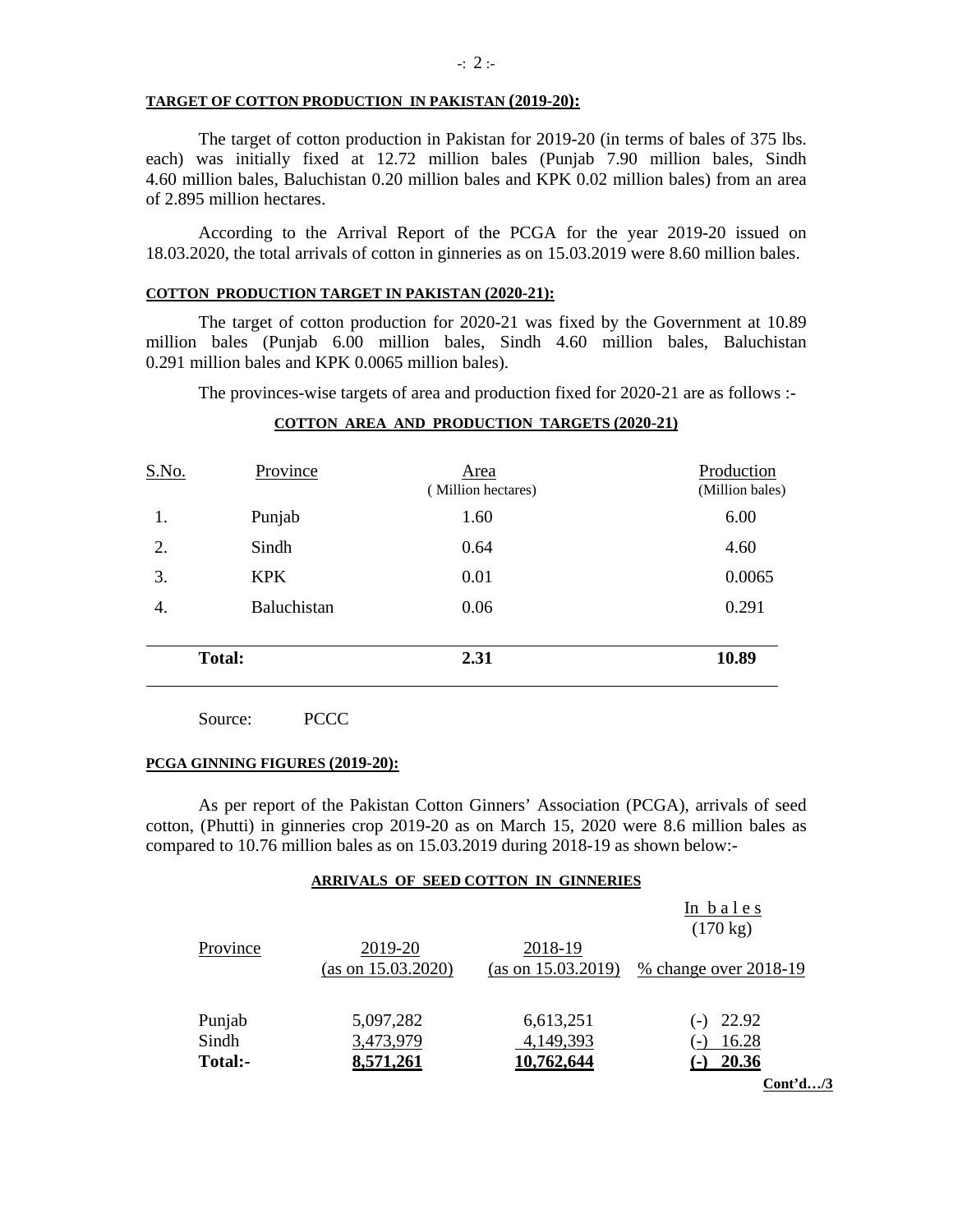**TARGET OF COTTON PRODUCTION IN PAKISTAN (2019-20):**

The target of cotton production in Pakistan for 2019-20 (in terms of bales of 375 lbs. each) was initially fixed at 12.72 million bales (Punjab 7.90 million bales, Sindh 4.60 million bales, Baluchistan 0.20 million bales and KPK 0.02 million bales) from an area of 2.895 million hectares.

According to the Arrival Report of the PCGA for the year 2019-20 issued on 18.03.2020, the total arrivals of cotton in ginneries as on 15.03.2019 were 8.60 million bales.

**COTTON PRODUCTION TARGET IN PAKISTAN (2020-21):**

The target of cotton production for 2020-21 was fixed by the Government at 10.89 million bales (Punjab 6.00 million bales, Sindh 4.60 million bales, Baluchistan 0.291 million bales and KPK 0.0065 million bales).

The provinces-wise targets of area and production fixed for 2020-21 are as follows :-

**COTTON AREA AND PRODUCTION TARGETS (2020-21)**

| S.No. | Province | Area (Million hectares) | Production (Million bales) |
|---|---|---|---|
| 1. | Punjab | 1.60 | 6.00 |
| 2. | Sindh | 0.64 | 4.60 |
| 3. | KPK | 0.01 | 0.0065 |
| 4. | Baluchistan | 0.06 | 0.291 |
| | **Total:** | **2.31** | **10.89** |

Source: PCCC

**PCGA GINNING FIGURES (2019-20):**

As per report of the Pakistan Cotton Ginners' Association (PCGA), arrivals of seed cotton, (Phutti) in ginneries crop 2019-20 as on March 15, 2020 were 8.6 million bales as compared to 10.76 million bales as on 15.03.2019 during 2018-19 as shown below:-

**ARRIVALS OF SEED COTTON IN GINNERIES**

In bales (170 kg)

| Province | 2019-20 (as on 15.03.2020) | 2018-19 (as on 15.03.2019) | % change over 2018-19 |
|---|---|---|---|
| Punjab | 5,097,282 | 6,613,251 | (-) 22.92 |
| Sindh | 3,473,979 | 4,149,393 | (-) 16.28 |
| **Total:-** | **8,571,261** | **10,762,644** | **(-) 20.36** |

**Cont'd…/3**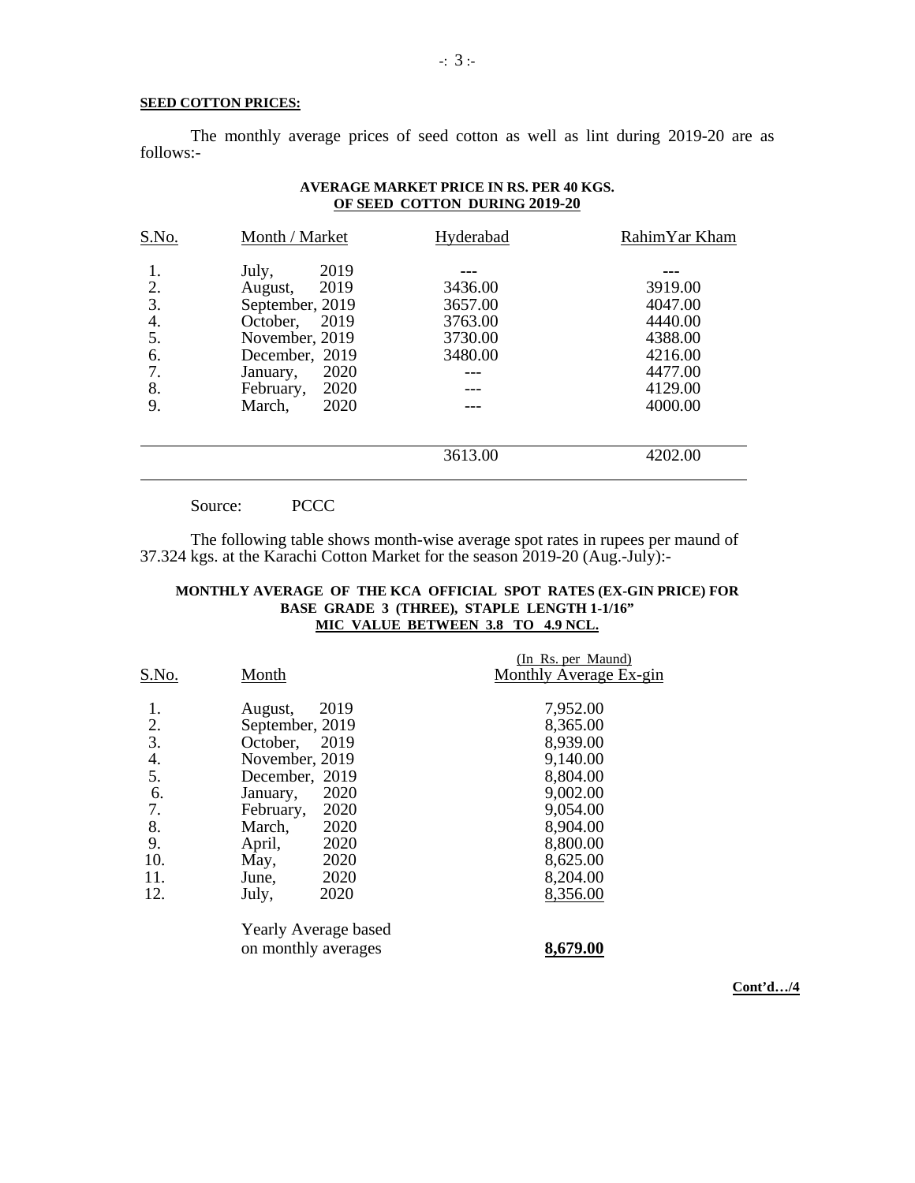**SEED COTTON PRICES:**

The monthly average prices of seed cotton as well as lint during 2019-20 are as follows:-

**AVERAGE MARKET PRICE IN RS. PER 40 KGS.**
**OF SEED COTTON DURING 2019-20**

| S.No. | Month / Market | Hyderabad | RahimYar Kham |
|---|---|---|---|
| 1. | July, 2019 | --- | --- |
| 2. | August, 2019 | 3436.00 | 3919.00 |
| 3. | September, 2019 | 3657.00 | 4047.00 |
| 4. | October, 2019 | 3763.00 | 4440.00 |
| 5. | November, 2019 | 3730.00 | 4388.00 |
| 6. | December, 2019 | 3480.00 | 4216.00 |
| 7. | January, 2020 | --- | 4477.00 |
| 8. | February, 2020 | --- | 4129.00 |
| 9. | March, 2020 | --- | 4000.00 |
| | | 3613.00 | 4202.00 |

Source: PCCC

The following table shows month-wise average spot rates in rupees per maund of 37.324 kgs. at the Karachi Cotton Market for the season 2019-20 (Aug.-July):-

**MONTHLY AVERAGE OF THE KCA OFFICIAL SPOT RATES (EX-GIN PRICE) FOR BASE GRADE 3 (THREE), STAPLE LENGTH 1-1/16"**
**MIC VALUE BETWEEN 3.8 TO 4.9 NCL.**

| S.No. | Month | (In Rs. per Maund) Monthly Average Ex-gin |
|---|---|---|
| 1. | August, 2019 | 7,952.00 |
| 2. | September, 2019 | 8,365.00 |
| 3. | October, 2019 | 8,939.00 |
| 4. | November, 2019 | 9,140.00 |
| 5. | December, 2019 | 8,804.00 |
| 6. | January, 2020 | 9,002.00 |
| 7. | February, 2020 | 9,054.00 |
| 8. | March, 2020 | 8,904.00 |
| 9. | April, 2020 | 8,800.00 |
| 10. | May, 2020 | 8,625.00 |
| 11. | June, 2020 | 8,204.00 |
| 12. | July, 2020 | 8,356.00 |
| | Yearly Average based on monthly averages | **8,679.00** |

**Cont'd…/4**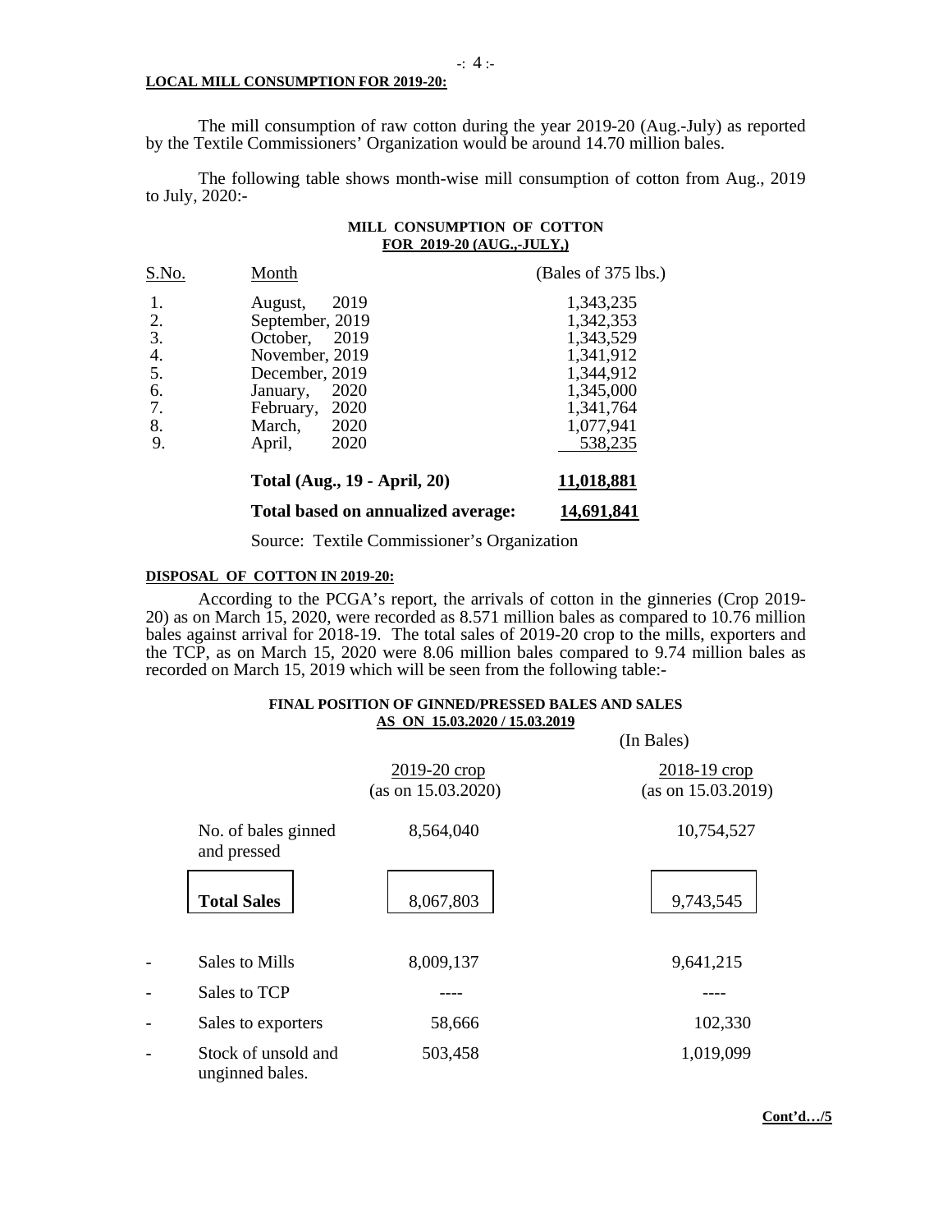## LOCAL MILL CONSUMPTION FOR 2019-20:

The mill consumption of raw cotton during the year 2019-20 (Aug.-July) as reported by the Textile Commissioners' Organization would be around 14.70 million bales.

The following table shows month-wise mill consumption of cotton from Aug., 2019 to July, 2020:-

**MILL CONSUMPTION OF COTTON**
**FOR 2019-20 (AUG.,-JULY,)**

| S.No. | Month | (Bales of 375 lbs.) |
|---|---|---|
| 1. | August, 2019 | 1,343,235 |
| 2. | September, 2019 | 1,342,353 |
| 3. | October, 2019 | 1,343,529 |
| 4. | November, 2019 | 1,341,912 |
| 5. | December, 2019 | 1,344,912 |
| 6. | January, 2020 | 1,345,000 |
| 7. | February, 2020 | 1,341,764 |
| 8. | March, 2020 | 1,077,941 |
| 9. | April, 2020 | 538,235 |
| | **Total (Aug., 19 - April, 20)** | **11,018,881** |
| | **Total based on annualized average:** | **14,691,841** |

Source: Textile Commissioner's Organization

## DISPOSAL OF COTTON IN 2019-20:

According to the PCGA's report, the arrivals of cotton in the ginneries (Crop 2019-20) as on March 15, 2020, were recorded as 8.571 million bales as compared to 10.76 million bales against arrival for 2018-19. The total sales of 2019-20 crop to the mills, exporters and the TCP, as on March 15, 2020 were 8.06 million bales compared to 9.74 million bales as recorded on March 15, 2019 which will be seen from the following table:-

**FINAL POSITION OF GINNED/PRESSED BALES AND SALES**
**AS ON 15.03.2020 / 15.03.2019**

(In Bales)

| | 2019-20 crop (as on 15.03.2020) | 2018-19 crop (as on 15.03.2019) |
|---|---|---|
| No. of bales ginned and pressed | 8,564,040 | 10,754,527 |
| **Total Sales** | 8,067,803 | 9,743,545 |
| - Sales to Mills | 8,009,137 | 9,641,215 |
| - Sales to TCP | ---- | ---- |
| - Sales to exporters | 58,666 | 102,330 |
| - Stock of unsold and unginned bales. | 503,458 | 1,019,099 |

Cont'd…/5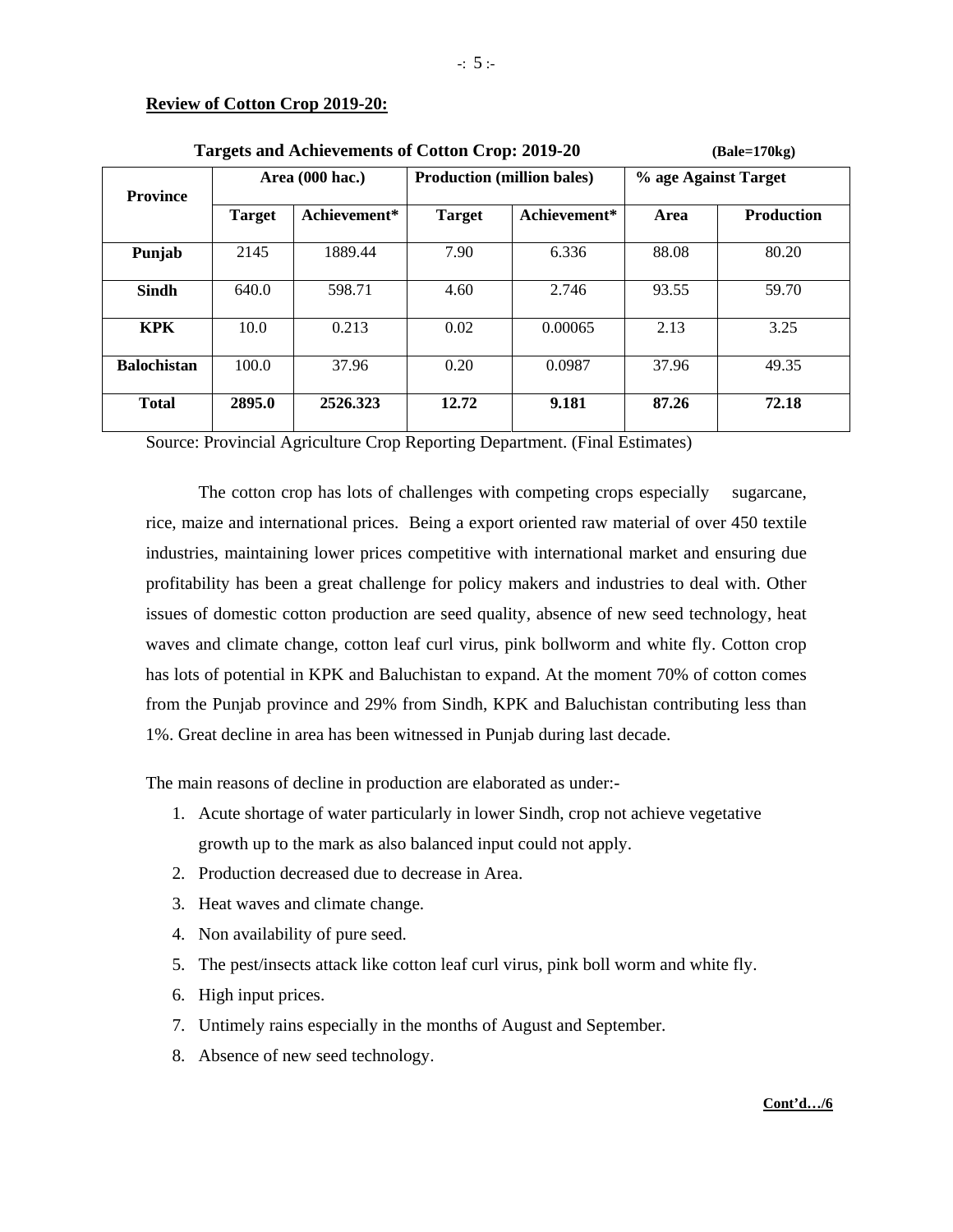**Review of Cotton Crop 2019-20:**

**Targets and Achievements of Cotton Crop: 2019-20** **(Bale=170kg)**

| Province | Area (000 hac.) | | Production (million bales) | | % age Against Target | |
|---|---|---|---|---|---|---|
| | Target | Achievement* | Target | Achievement* | Area | Production |
| **Punjab** | 2145 | 1889.44 | 7.90 | 6.336 | 88.08 | 80.20 |
| **Sindh** | 640.0 | 598.71 | 4.60 | 2.746 | 93.55 | 59.70 |
| **KPK** | 10.0 | 0.213 | 0.02 | 0.00065 | 2.13 | 3.25 |
| **Balochistan** | 100.0 | 37.96 | 0.20 | 0.0987 | 37.96 | 49.35 |
| **Total** | **2895.0** | **2526.323** | **12.72** | **9.181** | **87.26** | **72.18** |

Source: Provincial Agriculture Crop Reporting Department. (Final Estimates)

The cotton crop has lots of challenges with competing crops especially sugarcane, rice, maize and international prices. Being a export oriented raw material of over 450 textile industries, maintaining lower prices competitive with international market and ensuring due profitability has been a great challenge for policy makers and industries to deal with. Other issues of domestic cotton production are seed quality, absence of new seed technology, heat waves and climate change, cotton leaf curl virus, pink bollworm and white fly. Cotton crop has lots of potential in KPK and Baluchistan to expand. At the moment 70% of cotton comes from the Punjab province and 29% from Sindh, KPK and Baluchistan contributing less than 1%. Great decline in area has been witnessed in Punjab during last decade.

The main reasons of decline in production are elaborated as under:-

1. Acute shortage of water particularly in lower Sindh, crop not achieve vegetative growth up to the mark as also balanced input could not apply.
2. Production decreased due to decrease in Area.
3. Heat waves and climate change.
4. Non availability of pure seed.
5. The pest/insects attack like cotton leaf curl virus, pink boll worm and white fly.
6. High input prices.
7. Untimely rains especially in the months of August and September.
8. Absence of new seed technology.

**Cont'd…/6**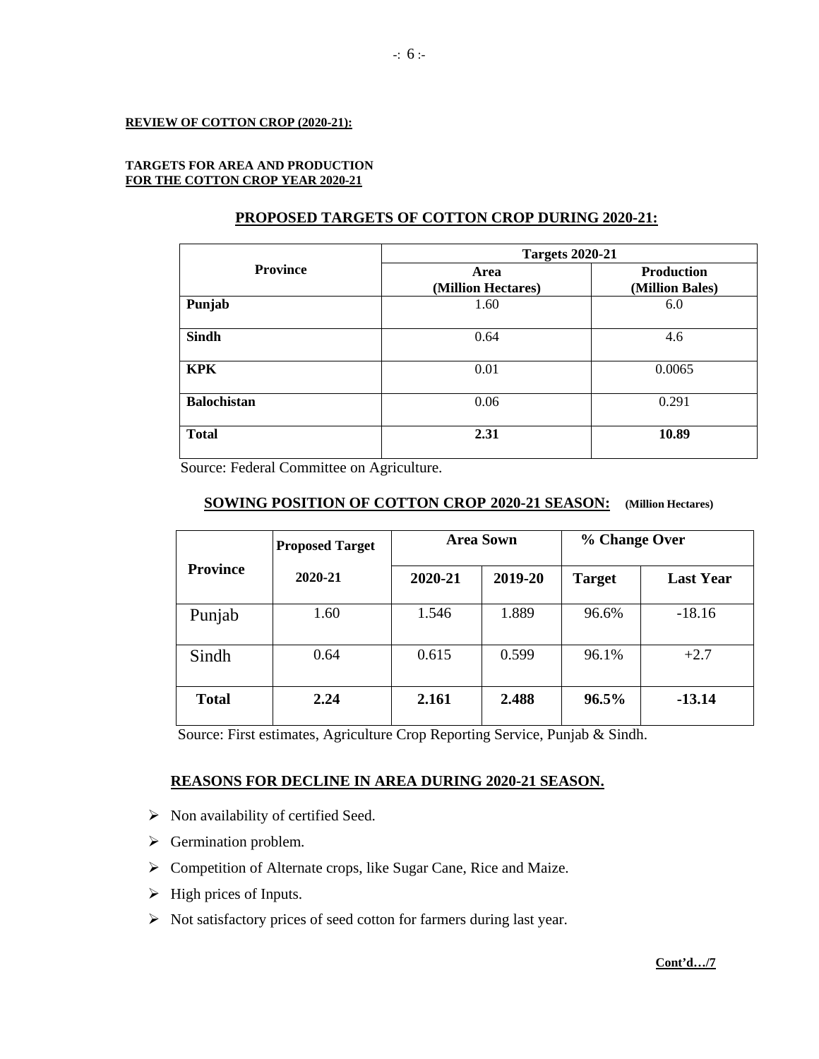**REVIEW OF COTTON CROP (2020-21):**

**TARGETS FOR AREA AND PRODUCTION**
**FOR THE COTTON CROP YEAR 2020-21**

## PROPOSED TARGETS OF COTTON CROP DURING 2020-21:

| Province | Targets 2020-21 | |
|---|---|---|
| | Area (Million Hectares) | Production (Million Bales) |
| **Punjab** | 1.60 | 6.0 |
| **Sindh** | 0.64 | 4.6 |
| **KPK** | 0.01 | 0.0065 |
| **Balochistan** | 0.06 | 0.291 |
| **Total** | **2.31** | **10.89** |

Source: Federal Committee on Agriculture.

## SOWING POSITION OF COTTON CROP 2020-21 SEASON: (Million Hectares)

| Province | Proposed Target 2020-21 | Area Sown | | % Change Over | |
|---|---|---|---|---|---|
| | | 2020-21 | 2019-20 | Target | Last Year |
| Punjab | 1.60 | 1.546 | 1.889 | 96.6% | -18.16 |
| Sindh | 0.64 | 0.615 | 0.599 | 96.1% | +2.7 |
| **Total** | **2.24** | **2.161** | **2.488** | **96.5%** | **-13.14** |

Source: First estimates, Agriculture Crop Reporting Service, Punjab & Sindh.

## REASONS FOR DECLINE IN AREA DURING 2020-21 SEASON.

- Non availability of certified Seed.
- Germination problem.
- Competition of Alternate crops, like Sugar Cane, Rice and Maize.
- High prices of Inputs.
- Not satisfactory prices of seed cotton for farmers during last year.

**Cont'd…/7**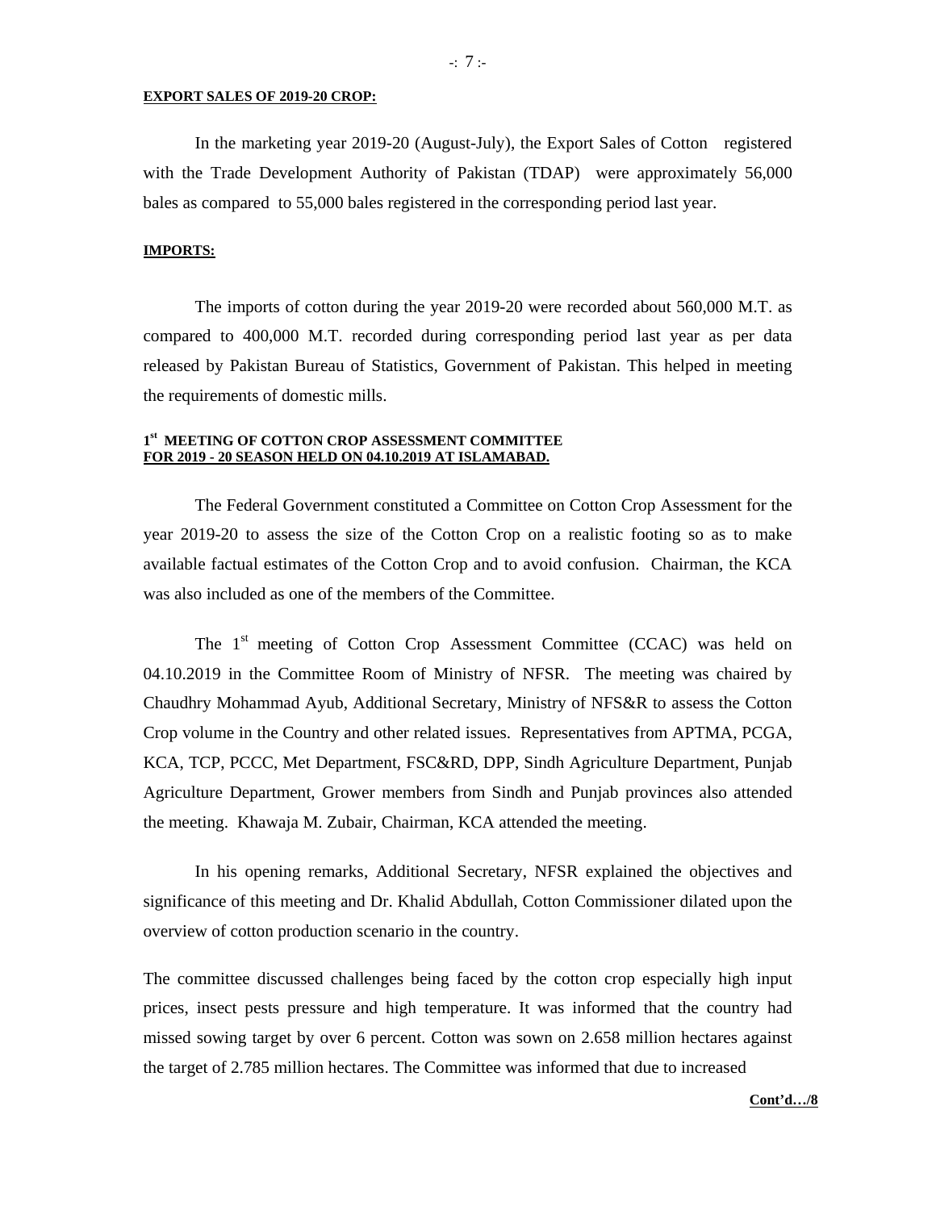**EXPORT SALES OF 2019-20 CROP:**

In the marketing year 2019-20 (August-July), the Export Sales of Cotton registered with the Trade Development Authority of Pakistan (TDAP) were approximately 56,000 bales as compared to 55,000 bales registered in the corresponding period last year.

**IMPORTS:**

The imports of cotton during the year 2019-20 were recorded about 560,000 M.T. as compared to 400,000 M.T. recorded during corresponding period last year as per data released by Pakistan Bureau of Statistics, Government of Pakistan. This helped in meeting the requirements of domestic mills.

**1st MEETING OF COTTON CROP ASSESSMENT COMMITTEE FOR 2019 - 20 SEASON HELD ON 04.10.2019 AT ISLAMABAD.**

The Federal Government constituted a Committee on Cotton Crop Assessment for the year 2019-20 to assess the size of the Cotton Crop on a realistic footing so as to make available factual estimates of the Cotton Crop and to avoid confusion. Chairman, the KCA was also included as one of the members of the Committee.

The 1st meeting of Cotton Crop Assessment Committee (CCAC) was held on 04.10.2019 in the Committee Room of Ministry of NFSR. The meeting was chaired by Chaudhry Mohammad Ayub, Additional Secretary, Ministry of NFS&R to assess the Cotton Crop volume in the Country and other related issues. Representatives from APTMA, PCGA, KCA, TCP, PCCC, Met Department, FSC&RD, DPP, Sindh Agriculture Department, Punjab Agriculture Department, Grower members from Sindh and Punjab provinces also attended the meeting. Khawaja M. Zubair, Chairman, KCA attended the meeting.

In his opening remarks, Additional Secretary, NFSR explained the objectives and significance of this meeting and Dr. Khalid Abdullah, Cotton Commissioner dilated upon the overview of cotton production scenario in the country.

The committee discussed challenges being faced by the cotton crop especially high input prices, insect pests pressure and high temperature. It was informed that the country had missed sowing target by over 6 percent. Cotton was sown on 2.658 million hectares against the target of 2.785 million hectares. The Committee was informed that due to increased

**Cont'd…/8**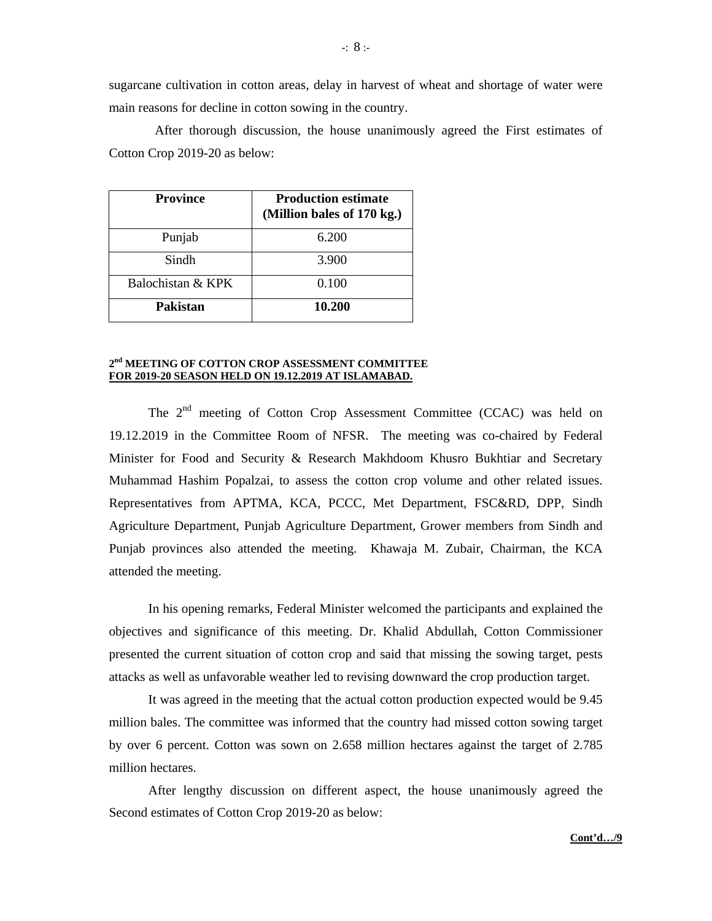sugarcane cultivation in cotton areas, delay in harvest of wheat and shortage of water were main reasons for decline in cotton sowing in the country.

After thorough discussion, the house unanimously agreed the First estimates of Cotton Crop 2019-20 as below:

| **Province** | **Production estimate (Million bales of 170 kg.)** |
|---|---|
| Punjab | 6.200 |
| Sindh | 3.900 |
| Balochistan & KPK | 0.100 |
| **Pakistan** | **10.200** |

**2nd MEETING OF COTTON CROP ASSESSMENT COMMITTEE FOR 2019-20 SEASON HELD ON 19.12.2019 AT ISLAMABAD.**

The 2nd meeting of Cotton Crop Assessment Committee (CCAC) was held on 19.12.2019 in the Committee Room of NFSR. The meeting was co-chaired by Federal Minister for Food and Security & Research Makhdoom Khusro Bukhtiar and Secretary Muhammad Hashim Popalzai, to assess the cotton crop volume and other related issues. Representatives from APTMA, KCA, PCCC, Met Department, FSC&RD, DPP, Sindh Agriculture Department, Punjab Agriculture Department, Grower members from Sindh and Punjab provinces also attended the meeting. Khawaja M. Zubair, Chairman, the KCA attended the meeting.

In his opening remarks, Federal Minister welcomed the participants and explained the objectives and significance of this meeting. Dr. Khalid Abdullah, Cotton Commissioner presented the current situation of cotton crop and said that missing the sowing target, pests attacks as well as unfavorable weather led to revising downward the crop production target.

It was agreed in the meeting that the actual cotton production expected would be 9.45 million bales. The committee was informed that the country had missed cotton sowing target by over 6 percent. Cotton was sown on 2.658 million hectares against the target of 2.785 million hectares.

After lengthy discussion on different aspect, the house unanimously agreed the Second estimates of Cotton Crop 2019-20 as below:

Cont'd…/9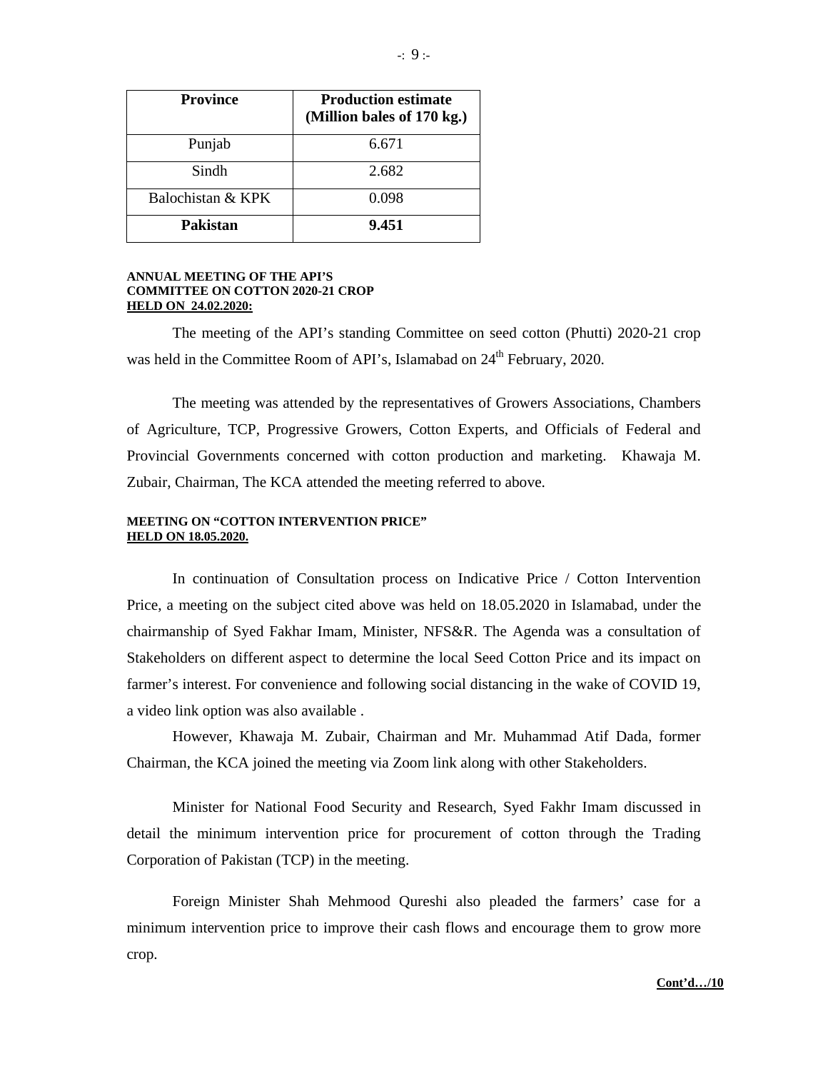| Province | Production estimate (Million bales of 170 kg.) |
|---|---|
| Punjab | 6.671 |
| Sindh | 2.682 |
| Balochistan & KPK | 0.098 |
| **Pakistan** | **9.451** |

**ANNUAL MEETING OF THE API'S COMMITTEE ON COTTON 2020-21 CROP**
**HELD ON 24.02.2020:**

The meeting of the API's standing Committee on seed cotton (Phutti) 2020-21 crop was held in the Committee Room of API's, Islamabad on 24th February, 2020.

The meeting was attended by the representatives of Growers Associations, Chambers of Agriculture, TCP, Progressive Growers, Cotton Experts, and Officials of Federal and Provincial Governments concerned with cotton production and marketing. Khawaja M. Zubair, Chairman, The KCA attended the meeting referred to above.

**MEETING ON "COTTON INTERVENTION PRICE"**
**HELD ON 18.05.2020.**

In continuation of Consultation process on Indicative Price / Cotton Intervention Price, a meeting on the subject cited above was held on 18.05.2020 in Islamabad, under the chairmanship of Syed Fakhar Imam, Minister, NFS&R. The Agenda was a consultation of Stakeholders on different aspect to determine the local Seed Cotton Price and its impact on farmer's interest. For convenience and following social distancing in the wake of COVID 19, a video link option was also available .

However, Khawaja M. Zubair, Chairman and Mr. Muhammad Atif Dada, former Chairman, the KCA joined the meeting via Zoom link along with other Stakeholders.

Minister for National Food Security and Research, Syed Fakhr Imam discussed in detail the minimum intervention price for procurement of cotton through the Trading Corporation of Pakistan (TCP) in the meeting.

Foreign Minister Shah Mehmood Qureshi also pleaded the farmers' case for a minimum intervention price to improve their cash flows and encourage them to grow more crop.

**Cont'd…/10**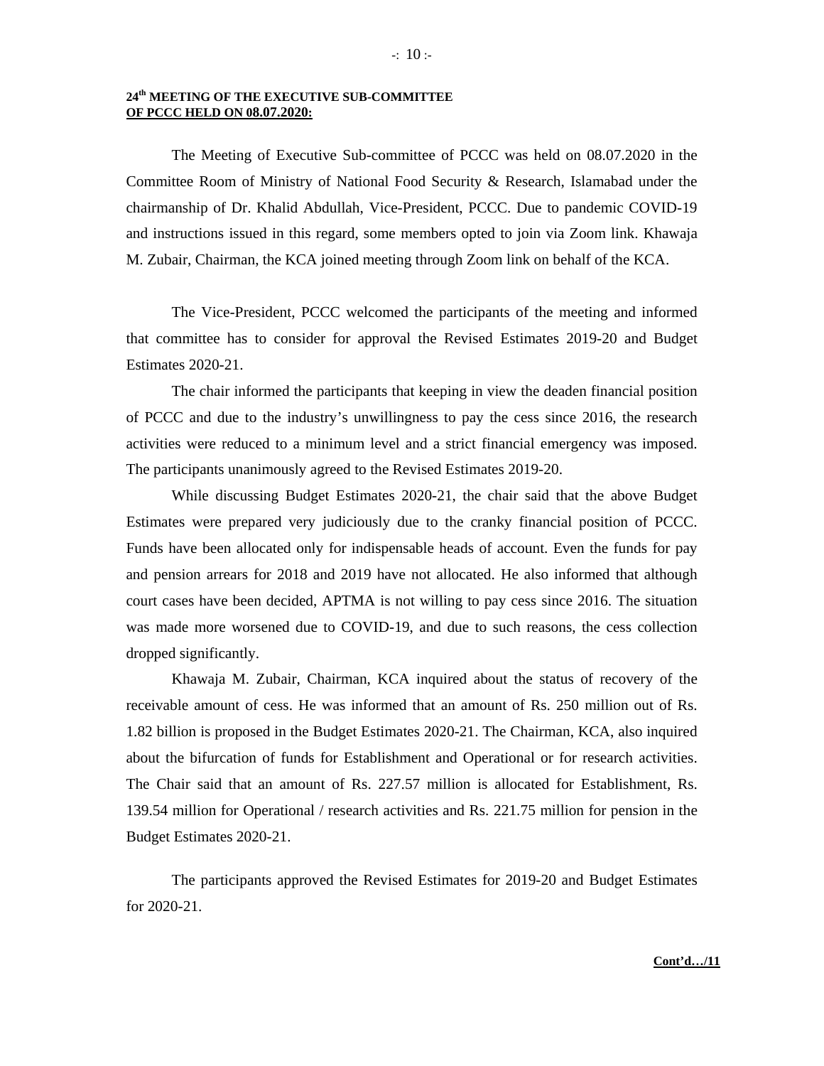**24th MEETING OF THE EXECUTIVE SUB-COMMITTEE**
**OF PCCC HELD ON 08.07.2020:**

The Meeting of Executive Sub-committee of PCCC was held on 08.07.2020 in the Committee Room of Ministry of National Food Security & Research, Islamabad under the chairmanship of Dr. Khalid Abdullah, Vice-President, PCCC. Due to pandemic COVID-19 and instructions issued in this regard, some members opted to join via Zoom link. Khawaja M. Zubair, Chairman, the KCA joined meeting through Zoom link on behalf of the KCA.

The Vice-President, PCCC welcomed the participants of the meeting and informed that committee has to consider for approval the Revised Estimates 2019-20 and Budget Estimates 2020-21.

The chair informed the participants that keeping in view the deaden financial position of PCCC and due to the industry's unwillingness to pay the cess since 2016, the research activities were reduced to a minimum level and a strict financial emergency was imposed. The participants unanimously agreed to the Revised Estimates 2019-20.

While discussing Budget Estimates 2020-21, the chair said that the above Budget Estimates were prepared very judiciously due to the cranky financial position of PCCC. Funds have been allocated only for indispensable heads of account. Even the funds for pay and pension arrears for 2018 and 2019 have not allocated. He also informed that although court cases have been decided, APTMA is not willing to pay cess since 2016. The situation was made more worsened due to COVID-19, and due to such reasons, the cess collection dropped significantly.

Khawaja M. Zubair, Chairman, KCA inquired about the status of recovery of the receivable amount of cess. He was informed that an amount of Rs. 250 million out of Rs. 1.82 billion is proposed in the Budget Estimates 2020-21. The Chairman, KCA, also inquired about the bifurcation of funds for Establishment and Operational or for research activities. The Chair said that an amount of Rs. 227.57 million is allocated for Establishment, Rs. 139.54 million for Operational / research activities and Rs. 221.75 million for pension in the Budget Estimates 2020-21.

The participants approved the Revised Estimates for 2019-20 and Budget Estimates for 2020-21.

**Cont'd…/11**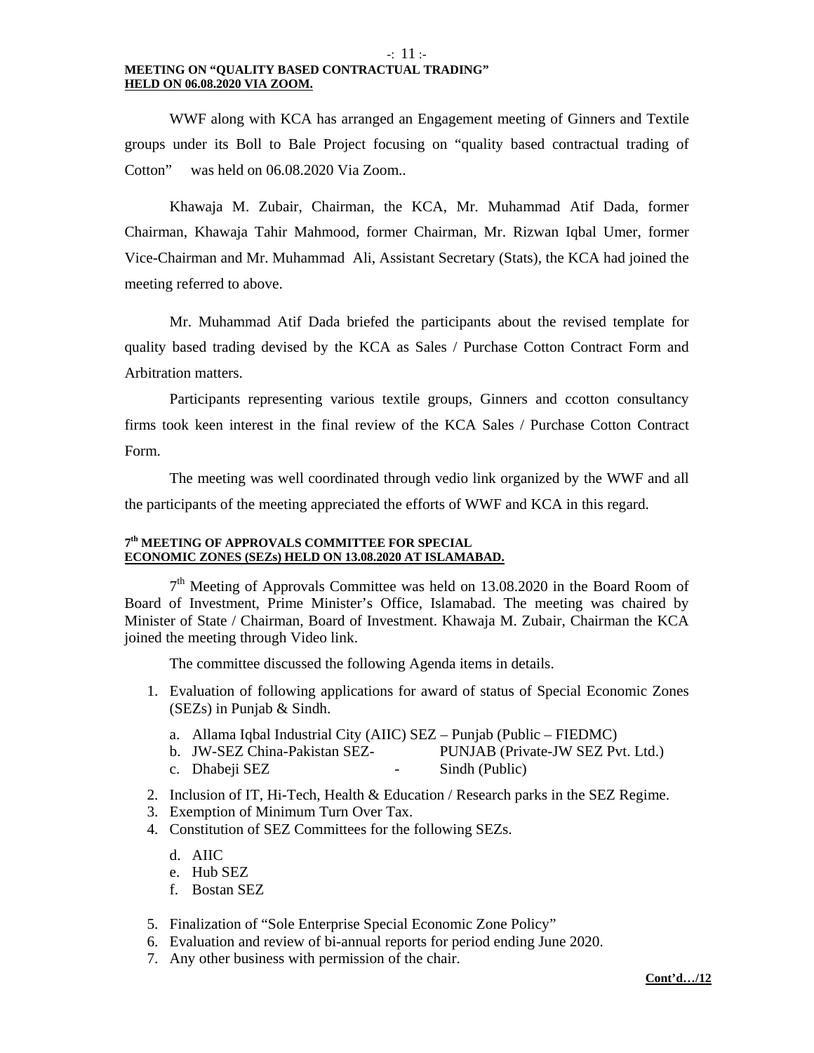**MEETING ON "QUALITY BASED CONTRACTUAL TRADING" HELD ON 06.08.2020 VIA ZOOM.**

WWF along with KCA has arranged an Engagement meeting of Ginners and Textile groups under its Boll to Bale Project focusing on "quality based contractual trading of Cotton" was held on 06.08.2020 Via Zoom..

Khawaja M. Zubair, Chairman, the KCA, Mr. Muhammad Atif Dada, former Chairman, Khawaja Tahir Mahmood, former Chairman, Mr. Rizwan Iqbal Umer, former Vice-Chairman and Mr. Muhammad Ali, Assistant Secretary (Stats), the KCA had joined the meeting referred to above.

Mr. Muhammad Atif Dada briefed the participants about the revised template for quality based trading devised by the KCA as Sales / Purchase Cotton Contract Form and Arbitration matters.

Participants representing various textile groups, Ginners and ccotton consultancy firms took keen interest in the final review of the KCA Sales / Purchase Cotton Contract Form.

The meeting was well coordinated through vedio link organized by the WWF and all the participants of the meeting appreciated the efforts of WWF and KCA in this regard.

**7th MEETING OF APPROVALS COMMITTEE FOR SPECIAL ECONOMIC ZONES (SEZs) HELD ON 13.08.2020 AT ISLAMABAD.**

7th Meeting of Approvals Committee was held on 13.08.2020 in the Board Room of Board of Investment, Prime Minister's Office, Islamabad. The meeting was chaired by Minister of State / Chairman, Board of Investment. Khawaja M. Zubair, Chairman the KCA joined the meeting through Video link.

The committee discussed the following Agenda items in details.

1. Evaluation of following applications for award of status of Special Economic Zones (SEZs) in Punjab & Sindh.
   a. Allama Iqbal Industrial City (AIIC) SEZ – Punjab (Public – FIEDMC)
   b. JW-SEZ China-Pakistan SEZ- PUNJAB (Private-JW SEZ Pvt. Ltd.)
   c. Dhabeji SEZ - Sindh (Public)
2. Inclusion of IT, Hi-Tech, Health & Education / Research parks in the SEZ Regime.
3. Exemption of Minimum Turn Over Tax.
4. Constitution of SEZ Committees for the following SEZs.
   d. AIIC
   e. Hub SEZ
   f. Bostan SEZ
5. Finalization of "Sole Enterprise Special Economic Zone Policy"
6. Evaluation and review of bi-annual reports for period ending June 2020.
7. Any other business with permission of the chair.

**Cont'd…/12**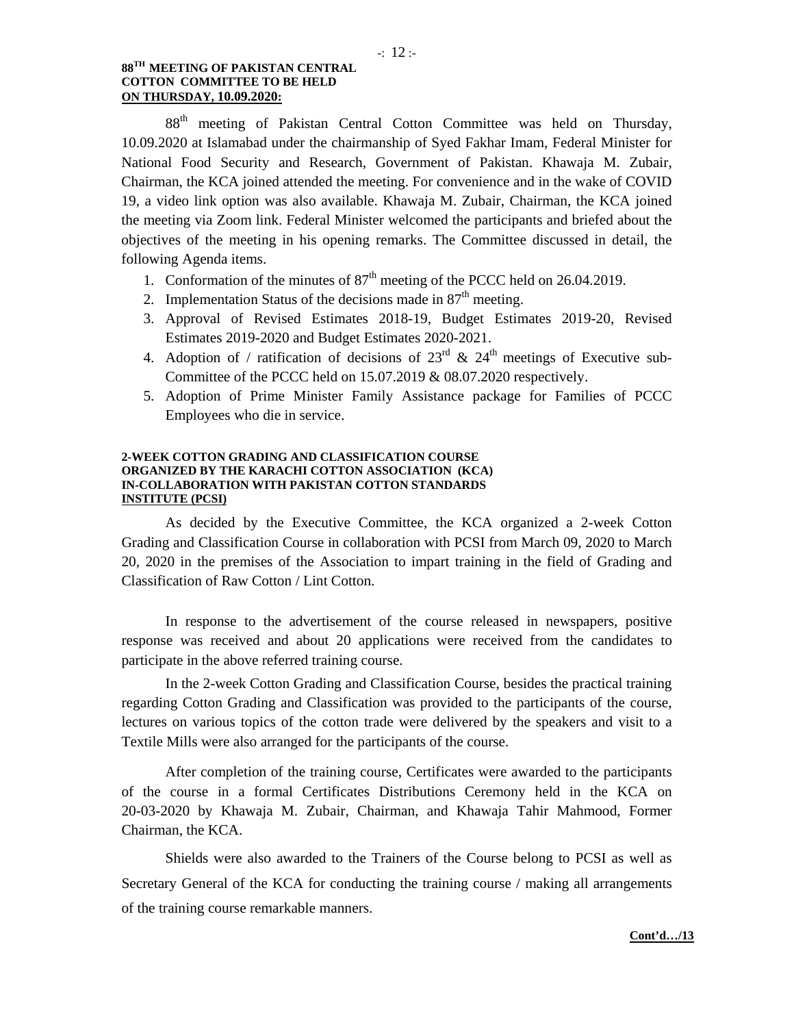### 88TH MEETING OF PAKISTAN CENTRAL COTTON COMMITTEE TO BE HELD ON THURSDAY, 10.09.2020:

88th meeting of Pakistan Central Cotton Committee was held on Thursday, 10.09.2020 at Islamabad under the chairmanship of Syed Fakhar Imam, Federal Minister for National Food Security and Research, Government of Pakistan. Khawaja M. Zubair, Chairman, the KCA joined attended the meeting. For convenience and in the wake of COVID 19, a video link option was also available. Khawaja M. Zubair, Chairman, the KCA joined the meeting via Zoom link. Federal Minister welcomed the participants and briefed about the objectives of the meeting in his opening remarks. The Committee discussed in detail, the following Agenda items.

1. Conformation of the minutes of 87th meeting of the PCCC held on 26.04.2019.
2. Implementation Status of the decisions made in 87th meeting.
3. Approval of Revised Estimates 2018-19, Budget Estimates 2019-20, Revised Estimates 2019-2020 and Budget Estimates 2020-2021.
4. Adoption of / ratification of decisions of 23rd & 24th meetings of Executive sub-Committee of the PCCC held on 15.07.2019 & 08.07.2020 respectively.
5. Adoption of Prime Minister Family Assistance package for Families of PCCC Employees who die in service.

### 2-WEEK COTTON GRADING AND CLASSIFICATION COURSE ORGANIZED BY THE KARACHI COTTON ASSOCIATION (KCA) IN-COLLABORATION WITH PAKISTAN COTTON STANDARDS INSTITUTE (PCSI)

As decided by the Executive Committee, the KCA organized a 2-week Cotton Grading and Classification Course in collaboration with PCSI from March 09, 2020 to March 20, 2020 in the premises of the Association to impart training in the field of Grading and Classification of Raw Cotton / Lint Cotton.

In response to the advertisement of the course released in newspapers, positive response was received and about 20 applications were received from the candidates to participate in the above referred training course.

In the 2-week Cotton Grading and Classification Course, besides the practical training regarding Cotton Grading and Classification was provided to the participants of the course, lectures on various topics of the cotton trade were delivered by the speakers and visit to a Textile Mills were also arranged for the participants of the course.

After completion of the training course, Certificates were awarded to the participants of the course in a formal Certificates Distributions Ceremony held in the KCA on 20-03-2020 by Khawaja M. Zubair, Chairman, and Khawaja Tahir Mahmood, Former Chairman, the KCA.

Shields were also awarded to the Trainers of the Course belong to PCSI as well as Secretary General of the KCA for conducting the training course / making all arrangements of the training course remarkable manners.

**Cont'd…/13**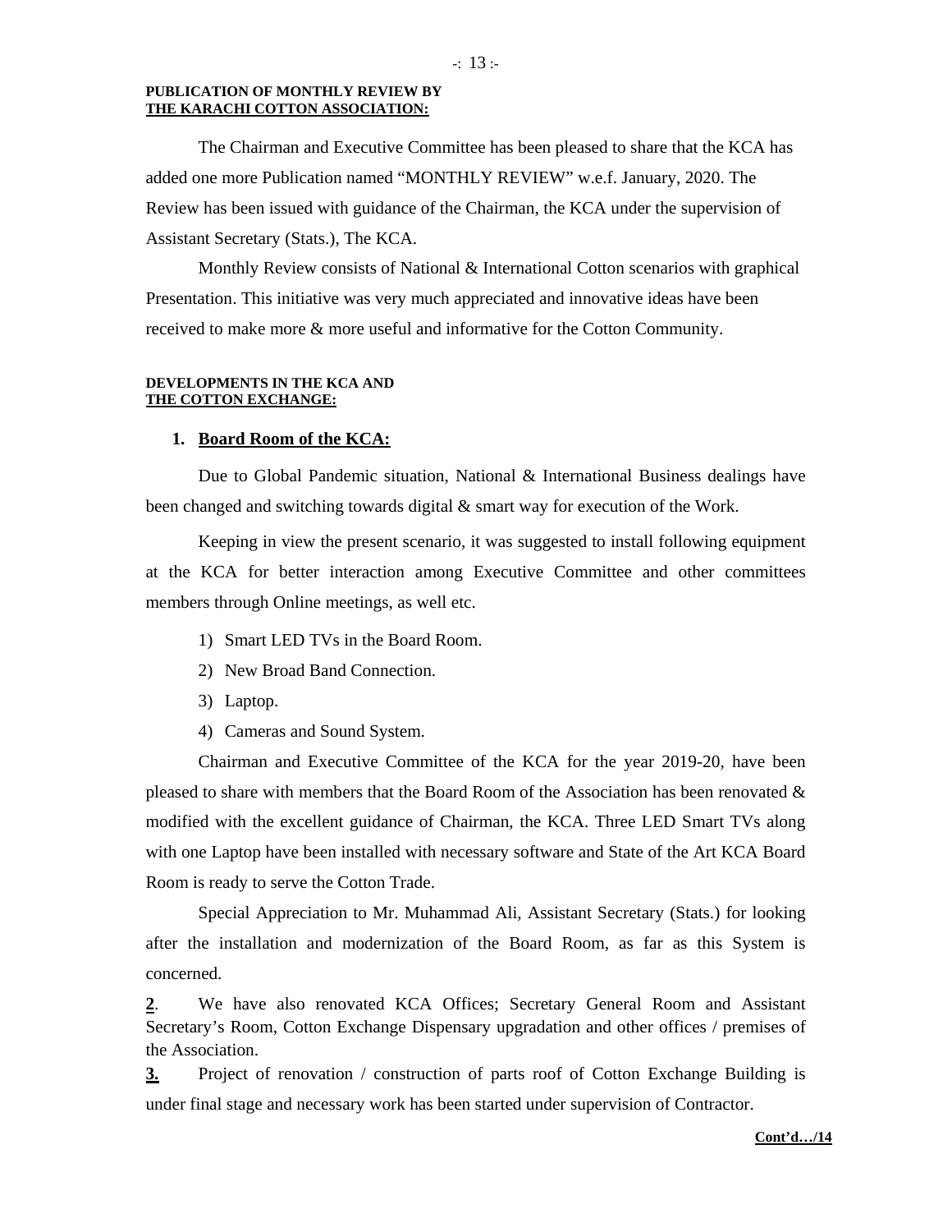**PUBLICATION OF MONTHLY REVIEW BY**
**<u>THE KARACHI COTTON ASSOCIATION:</u>**

The Chairman and Executive Committee has been pleased to share that the KCA has added one more Publication named "MONTHLY REVIEW" w.e.f. January, 2020. The Review has been issued with guidance of the Chairman, the KCA under the supervision of Assistant Secretary (Stats.), The KCA.

Monthly Review consists of National & International Cotton scenarios with graphical Presentation. This initiative was very much appreciated and innovative ideas have been received to make more & more useful and informative for the Cotton Community.

**DEVELOPMENTS IN THE KCA AND**
**<u>THE COTTON EXCHANGE:</u>**

1. **<u>Board Room of the KCA:</u>**

Due to Global Pandemic situation, National & International Business dealings have been changed and switching towards digital & smart way for execution of the Work.

Keeping in view the present scenario, it was suggested to install following equipment at the KCA for better interaction among Executive Committee and other committees members through Online meetings, as well etc.

1) Smart LED TVs in the Board Room.
2) New Broad Band Connection.
3) Laptop.
4) Cameras and Sound System.

Chairman and Executive Committee of the KCA for the year 2019-20, have been pleased to share with members that the Board Room of the Association has been renovated & modified with the excellent guidance of Chairman, the KCA. Three LED Smart TVs along with one Laptop have been installed with necessary software and State of the Art KCA Board Room is ready to serve the Cotton Trade.

Special Appreciation to Mr. Muhammad Ali, Assistant Secretary (Stats.) for looking after the installation and modernization of the Board Room, as far as this System is concerned.

**<u>2</u>**. We have also renovated KCA Offices; Secretary General Room and Assistant Secretary's Room, Cotton Exchange Dispensary upgradation and other offices / premises of the Association.

**<u>3.</u>** Project of renovation / construction of parts roof of Cotton Exchange Building is under final stage and necessary work has been started under supervision of Contractor.

**<u>Cont'd…/14</u>**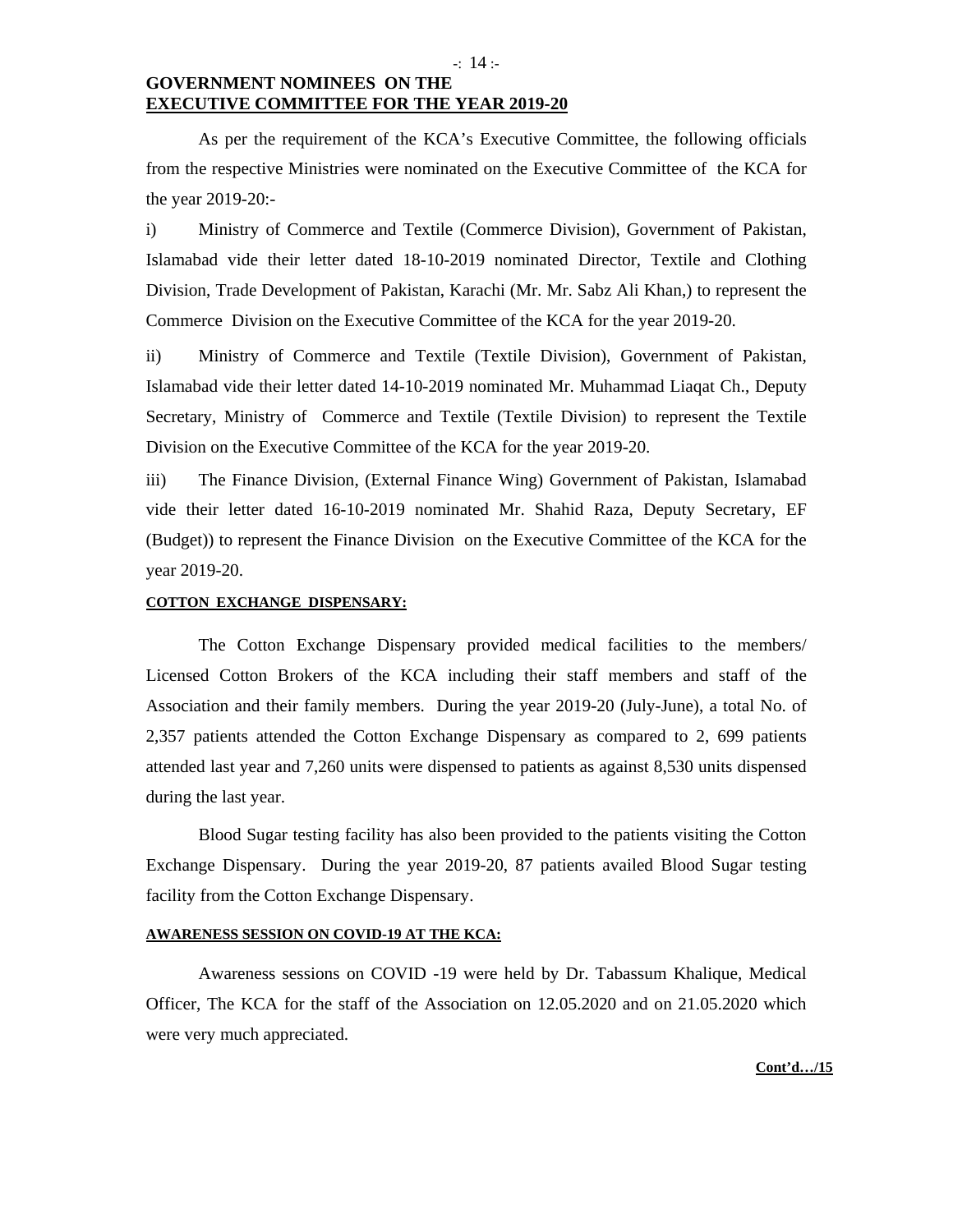**GOVERNMENT NOMINEES ON THE**
**<u>EXECUTIVE COMMITTEE FOR THE YEAR 2019-20</u>**

As per the requirement of the KCA's Executive Committee, the following officials from the respective Ministries were nominated on the Executive Committee of the KCA for the year 2019-20:-

i) Ministry of Commerce and Textile (Commerce Division), Government of Pakistan, Islamabad vide their letter dated 18-10-2019 nominated Director, Textile and Clothing Division, Trade Development of Pakistan, Karachi (Mr. Mr. Sabz Ali Khan,) to represent the Commerce Division on the Executive Committee of the KCA for the year 2019-20.

ii) Ministry of Commerce and Textile (Textile Division), Government of Pakistan, Islamabad vide their letter dated 14-10-2019 nominated Mr. Muhammad Liaqat Ch., Deputy Secretary, Ministry of Commerce and Textile (Textile Division) to represent the Textile Division on the Executive Committee of the KCA for the year 2019-20.

iii) The Finance Division, (External Finance Wing) Government of Pakistan, Islamabad vide their letter dated 16-10-2019 nominated Mr. Shahid Raza, Deputy Secretary, EF (Budget)) to represent the Finance Division on the Executive Committee of the KCA for the year 2019-20.

**<u>COTTON EXCHANGE DISPENSARY:</u>**

The Cotton Exchange Dispensary provided medical facilities to the members/ Licensed Cotton Brokers of the KCA including their staff members and staff of the Association and their family members. During the year 2019-20 (July-June), a total No. of 2,357 patients attended the Cotton Exchange Dispensary as compared to 2, 699 patients attended last year and 7,260 units were dispensed to patients as against 8,530 units dispensed during the last year.

Blood Sugar testing facility has also been provided to the patients visiting the Cotton Exchange Dispensary. During the year 2019-20, 87 patients availed Blood Sugar testing facility from the Cotton Exchange Dispensary.

**<u>AWARENESS SESSION ON COVID-19 AT THE KCA:</u>**

Awareness sessions on COVID -19 were held by Dr. Tabassum Khalique, Medical Officer, The KCA for the staff of the Association on 12.05.2020 and on 21.05.2020 which were very much appreciated.

**<u>Cont'd…/15</u>**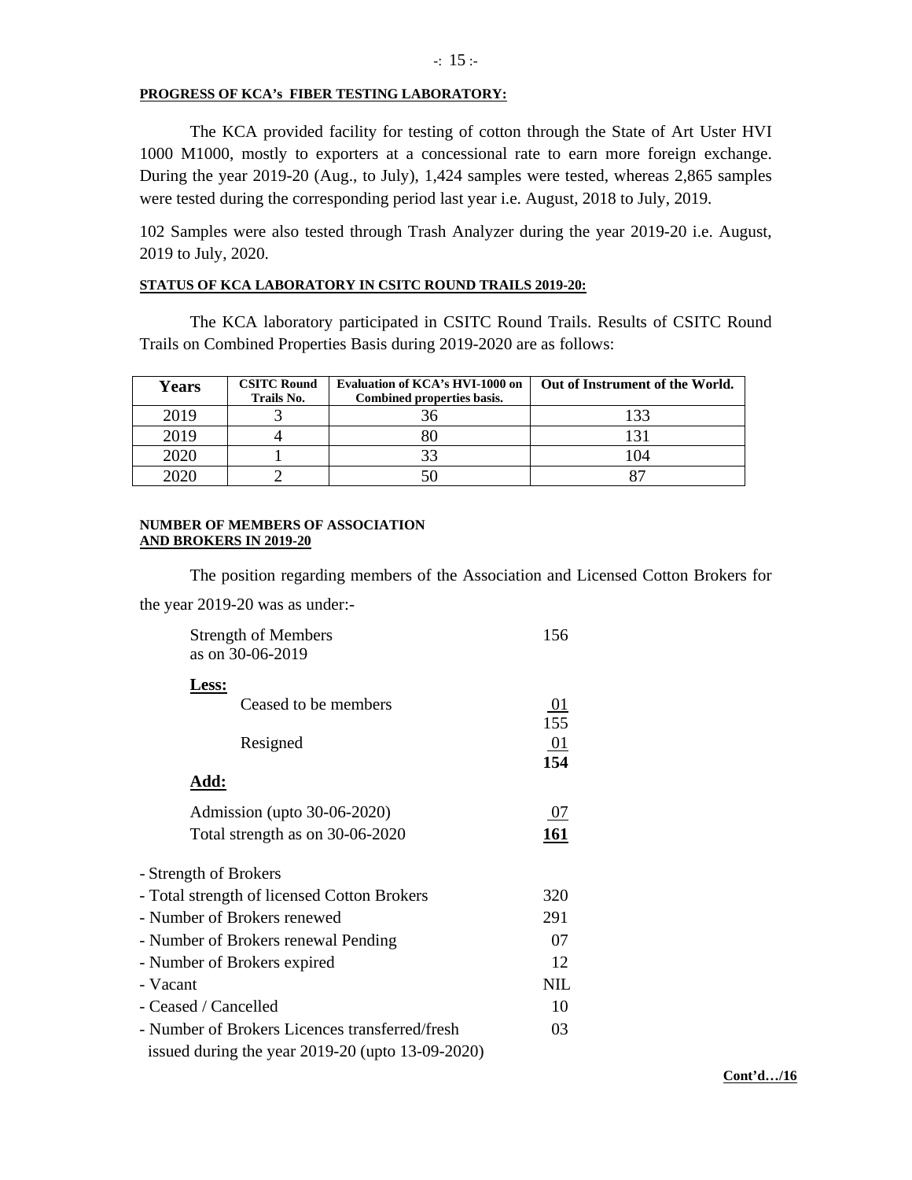## PROGRESS OF KCA's FIBER TESTING LABORATORY:

The KCA provided facility for testing of cotton through the State of Art Uster HVI 1000 M1000, mostly to exporters at a concessional rate to earn more foreign exchange. During the year 2019-20 (Aug., to July), 1,424 samples were tested, whereas 2,865 samples were tested during the corresponding period last year i.e. August, 2018 to July, 2019.

102 Samples were also tested through Trash Analyzer during the year 2019-20 i.e. August, 2019 to July, 2020.

## STATUS OF KCA LABORATORY IN CSITC ROUND TRAILS 2019-20:

The KCA laboratory participated in CSITC Round Trails. Results of CSITC Round Trails on Combined Properties Basis during 2019-2020 are as follows:

| Years | CSITC Round Trails No. | Evaluation of KCA's HVI-1000 on Combined properties basis. | Out of Instrument of the World. |
|---|---|---|---|
| 2019 | 3 | 36 | 133 |
| 2019 | 4 | 80 | 131 |
| 2020 | 1 | 33 | 104 |
| 2020 | 2 | 50 | 87 |

## NUMBER OF MEMBERS OF ASSOCIATION AND BROKERS IN 2019-20

The position regarding members of the Association and Licensed Cotton Brokers for the year 2019-20 was as under:-

| | |
|---|---|
| Strength of Members as on 30-06-2019 | 156 |
| **Less:** | |
| Ceased to be members | 01 |
| | 155 |
| Resigned | 01 |
| | **154** |
| **Add:** | |
| Admission (upto 30-06-2020) | 07 |
| Total strength as on 30-06-2020 | **161** |

| | |
|---|---|
| - Strength of Brokers | |
| - Total strength of licensed Cotton Brokers | 320 |
| - Number of Brokers renewed | 291 |
| - Number of Brokers renewal Pending | 07 |
| - Number of Brokers expired | 12 |
| - Vacant | NIL |
| - Ceased / Cancelled | 10 |
| - Number of Brokers Licences transferred/fresh issued during the year 2019-20 (upto 13-09-2020) | 03 |

**Cont'd…/16**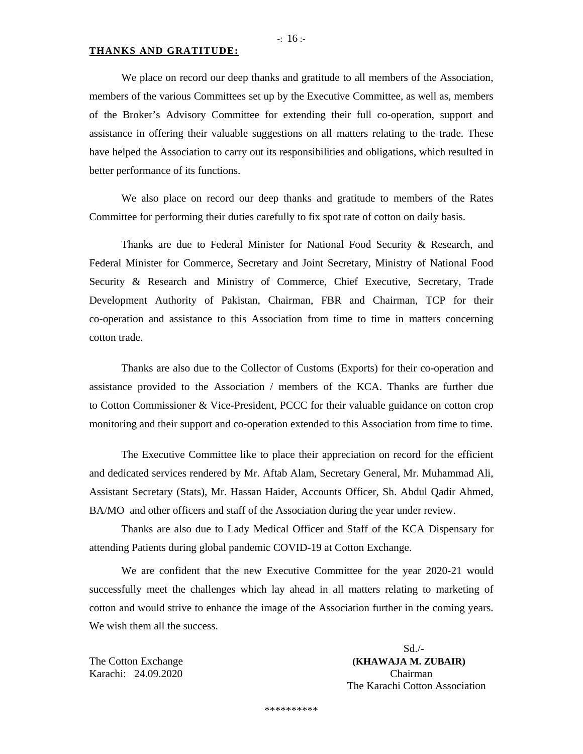**THANKS AND GRATITUDE:**

We place on record our deep thanks and gratitude to all members of the Association, members of the various Committees set up by the Executive Committee, as well as, members of the Broker's Advisory Committee for extending their full co-operation, support and assistance in offering their valuable suggestions on all matters relating to the trade. These have helped the Association to carry out its responsibilities and obligations, which resulted in better performance of its functions.

We also place on record our deep thanks and gratitude to members of the Rates Committee for performing their duties carefully to fix spot rate of cotton on daily basis.

Thanks are due to Federal Minister for National Food Security & Research, and Federal Minister for Commerce, Secretary and Joint Secretary, Ministry of National Food Security & Research and Ministry of Commerce, Chief Executive, Secretary, Trade Development Authority of Pakistan, Chairman, FBR and Chairman, TCP for their co-operation and assistance to this Association from time to time in matters concerning cotton trade.

Thanks are also due to the Collector of Customs (Exports) for their co-operation and assistance provided to the Association / members of the KCA. Thanks are further due to Cotton Commissioner & Vice-President, PCCC for their valuable guidance on cotton crop monitoring and their support and co-operation extended to this Association from time to time.

The Executive Committee like to place their appreciation on record for the efficient and dedicated services rendered by Mr. Aftab Alam, Secretary General, Mr. Muhammad Ali, Assistant Secretary (Stats), Mr. Hassan Haider, Accounts Officer, Sh. Abdul Qadir Ahmed, BA/MO and other officers and staff of the Association during the year under review.

Thanks are also due to Lady Medical Officer and Staff of the KCA Dispensary for attending Patients during global pandemic COVID-19 at Cotton Exchange.

We are confident that the new Executive Committee for the year 2020-21 would successfully meet the challenges which lay ahead in all matters relating to marketing of cotton and would strive to enhance the image of the Association further in the coming years. We wish them all the success.

Sd./-
**(KHAWAJA M. ZUBAIR)**
Chairman
The Karachi Cotton Association

The Cotton Exchange
Karachi: 24.09.2020

\*\*\*\*\*\*\*\*\*\*